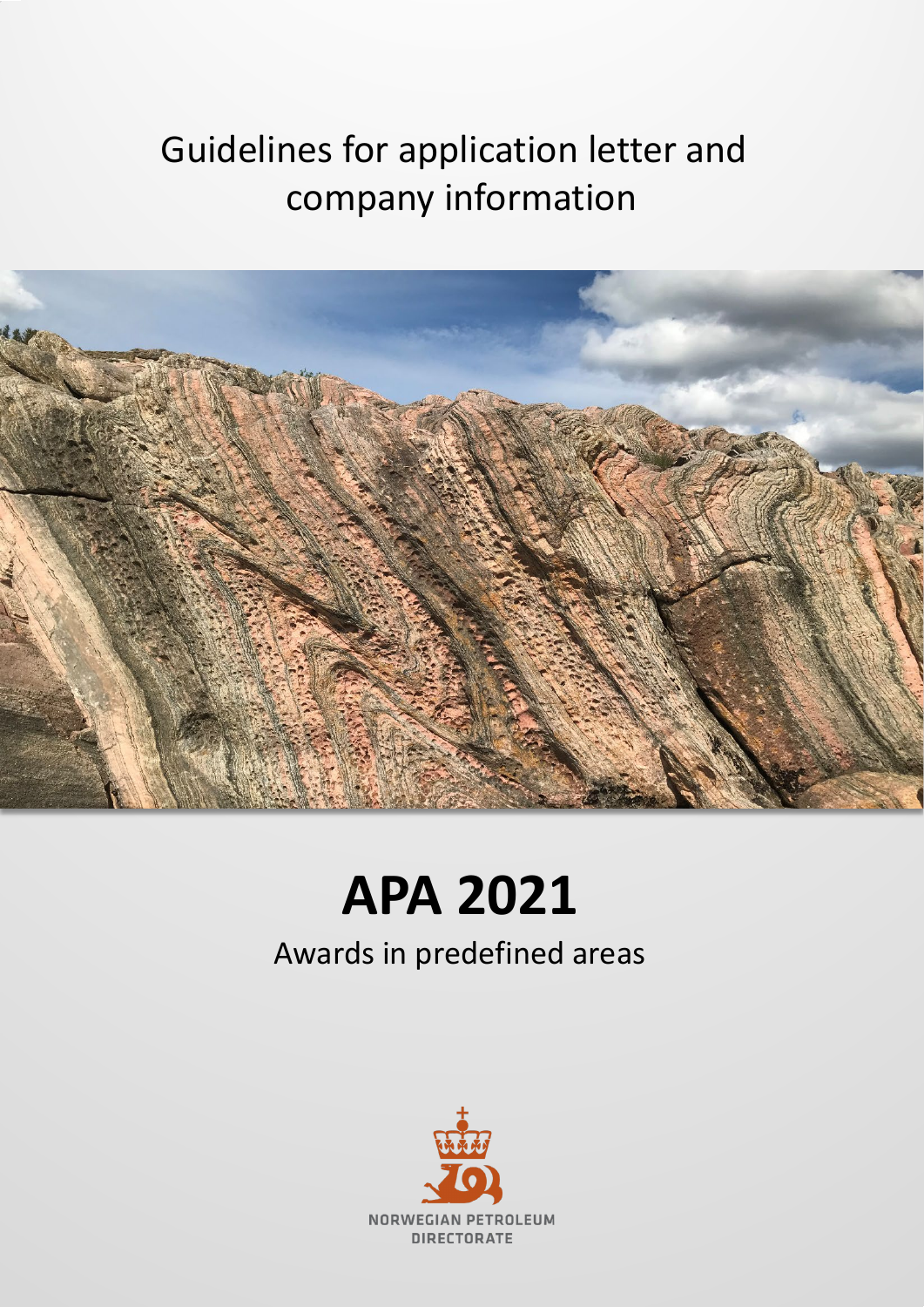Guidelines for application letter and company information

# APA 2021

Awards in predefined areas

NORWEGIAN PETROLEUM DIRECTORATE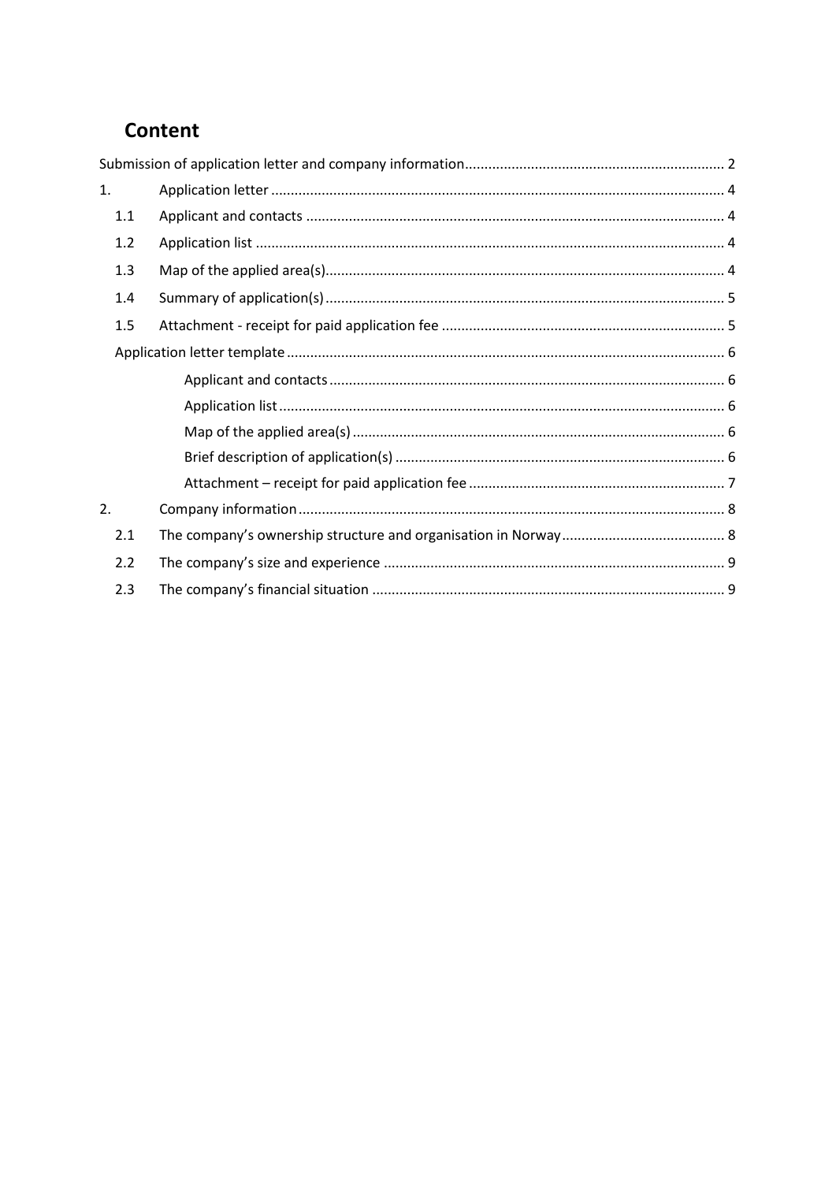# Content

Submission of application letter and company information .......... 2

1. Application letter .......... 4
   - 1.1 Applicant and contacts .......... 4
   - 1.2 Application list .......... 4
   - 1.3 Map of the applied area(s) .......... 4
   - 1.4 Summary of application(s) .......... 5
   - 1.5 Attachment - receipt for paid application fee .......... 5

   Application letter template .......... 6

   - Applicant and contacts .......... 6
   - Application list .......... 6
   - Map of the applied area(s) .......... 6
   - Brief description of application(s) .......... 6
   - Attachment – receipt for paid application fee .......... 7

2. Company information .......... 8
   - 2.1 The company's ownership structure and organisation in Norway .......... 8
   - 2.2 The company's size and experience .......... 9
   - 2.3 The company's financial situation .......... 9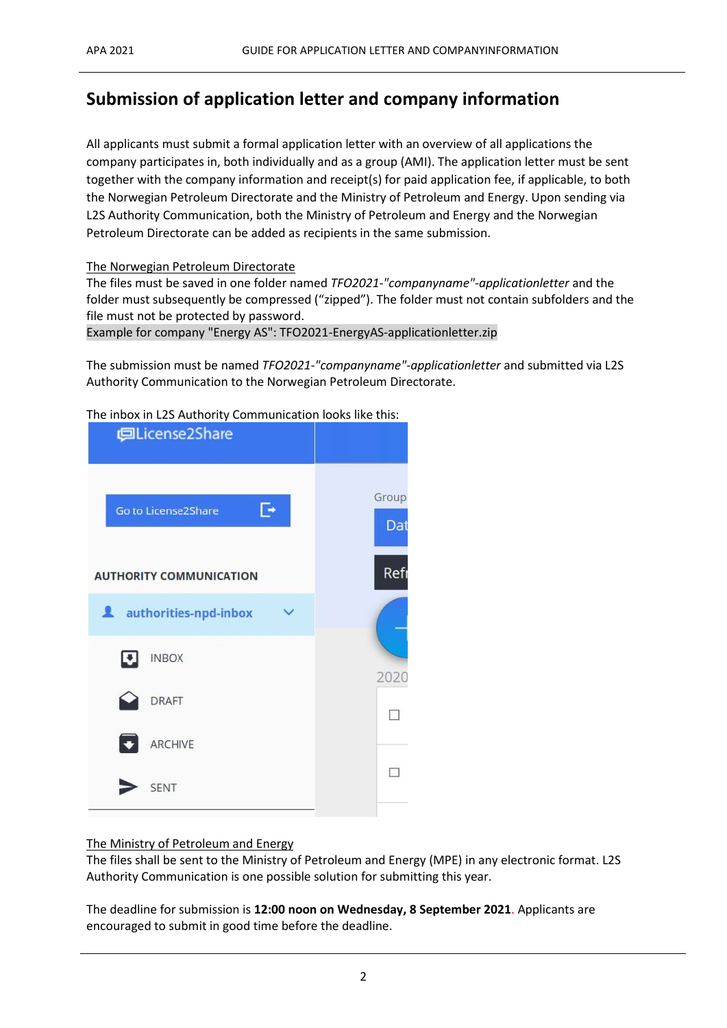# Submission of application letter and company information

All applicants must submit a formal application letter with an overview of all applications the company participates in, both individually and as a group (AMI). The application letter must be sent together with the company information and receipt(s) for paid application fee, if applicable, to both the Norwegian Petroleum Directorate and the Ministry of Petroleum and Energy. Upon sending via L2S Authority Communication, both the Ministry of Petroleum and Energy and the Norwegian Petroleum Directorate can be added as recipients in the same submission.

The Norwegian Petroleum Directorate

The files must be saved in one folder named *TFO2021-"companyname"-applicationletter* and the folder must subsequently be compressed ("zipped"). The folder must not contain subfolders and the file must not be protected by password.
Example for company "Energy AS": TFO2021-EnergyAS-applicationletter.zip

The submission must be named *TFO2021-"companyname"-applicationletter* and submitted via L2S Authority Communication to the Norwegian Petroleum Directorate.

The inbox in L2S Authority Communication looks like this:

License2Share

Go to License2Share

AUTHORITY COMMUNICATION

authorities-npd-inbox

INBOX

DRAFT

ARCHIVE

SENT

Group

Dat

Refr

2020

The Ministry of Petroleum and Energy

The files shall be sent to the Ministry of Petroleum and Energy (MPE) in any electronic format. L2S Authority Communication is one possible solution for submitting this year.

The deadline for submission is **12:00 noon on Wednesday, 8 September 2021**. Applicants are encouraged to submit in good time before the deadline.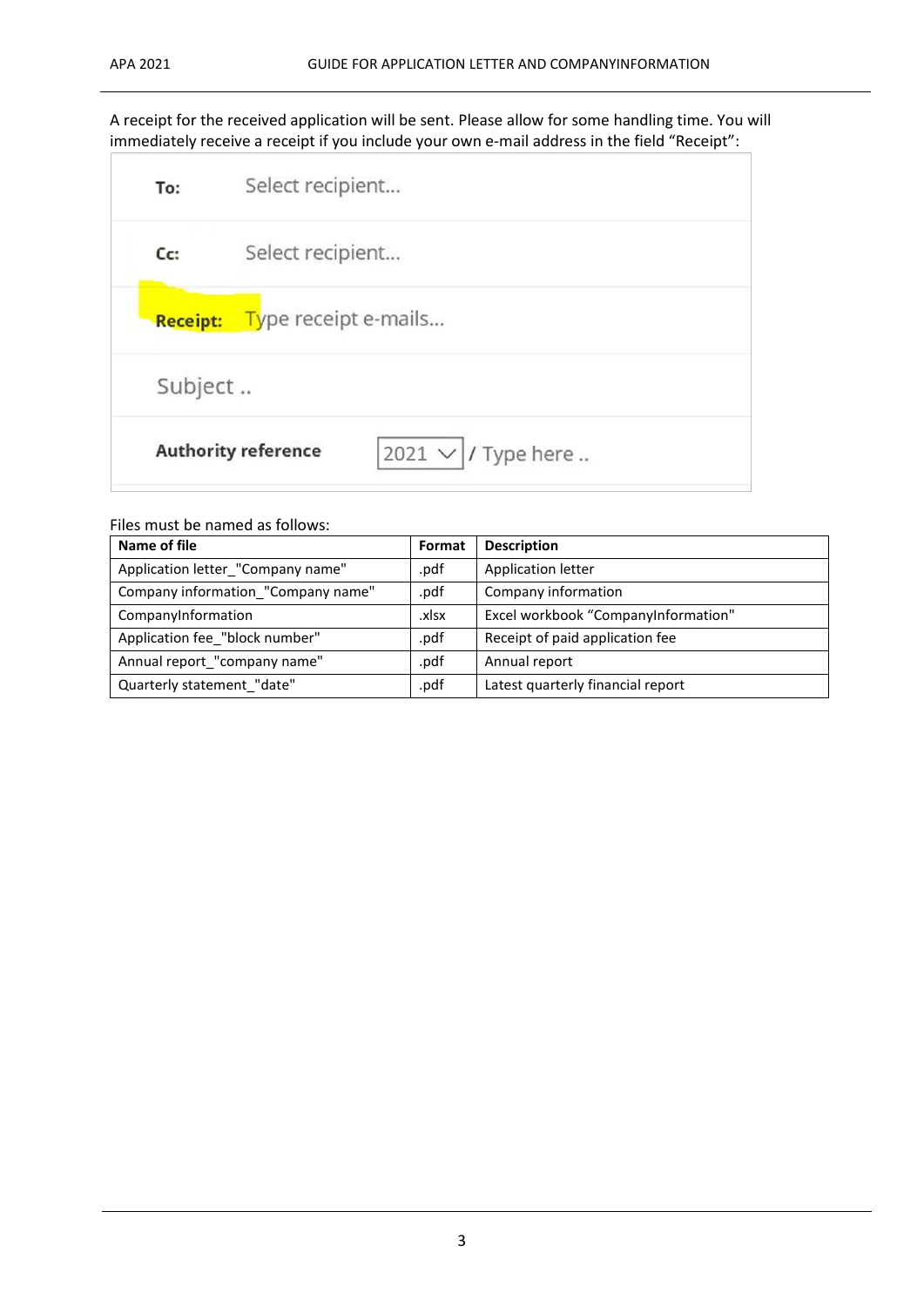A receipt for the received application will be sent. Please allow for some handling time. You will immediately receive a receipt if you include your own e-mail address in the field “Receipt”:

**To:** Select recipient...

**Cc:** Select recipient...

**Receipt:** Type receipt e-mails...

Subject ..

**Authority reference** 2021 / Type here ..

Files must be named as follows:

| Name of file | Format | Description |
|---|---|---|
| Application letter_"Company name" | .pdf | Application letter |
| Company information_"Company name" | .pdf | Company information |
| CompanyInformation | .xlsx | Excel workbook “CompanyInformation" |
| Application fee_"block number" | .pdf | Receipt of paid application fee |
| Annual report_"company name" | .pdf | Annual report |
| Quarterly statement_"date" | .pdf | Latest quarterly financial report |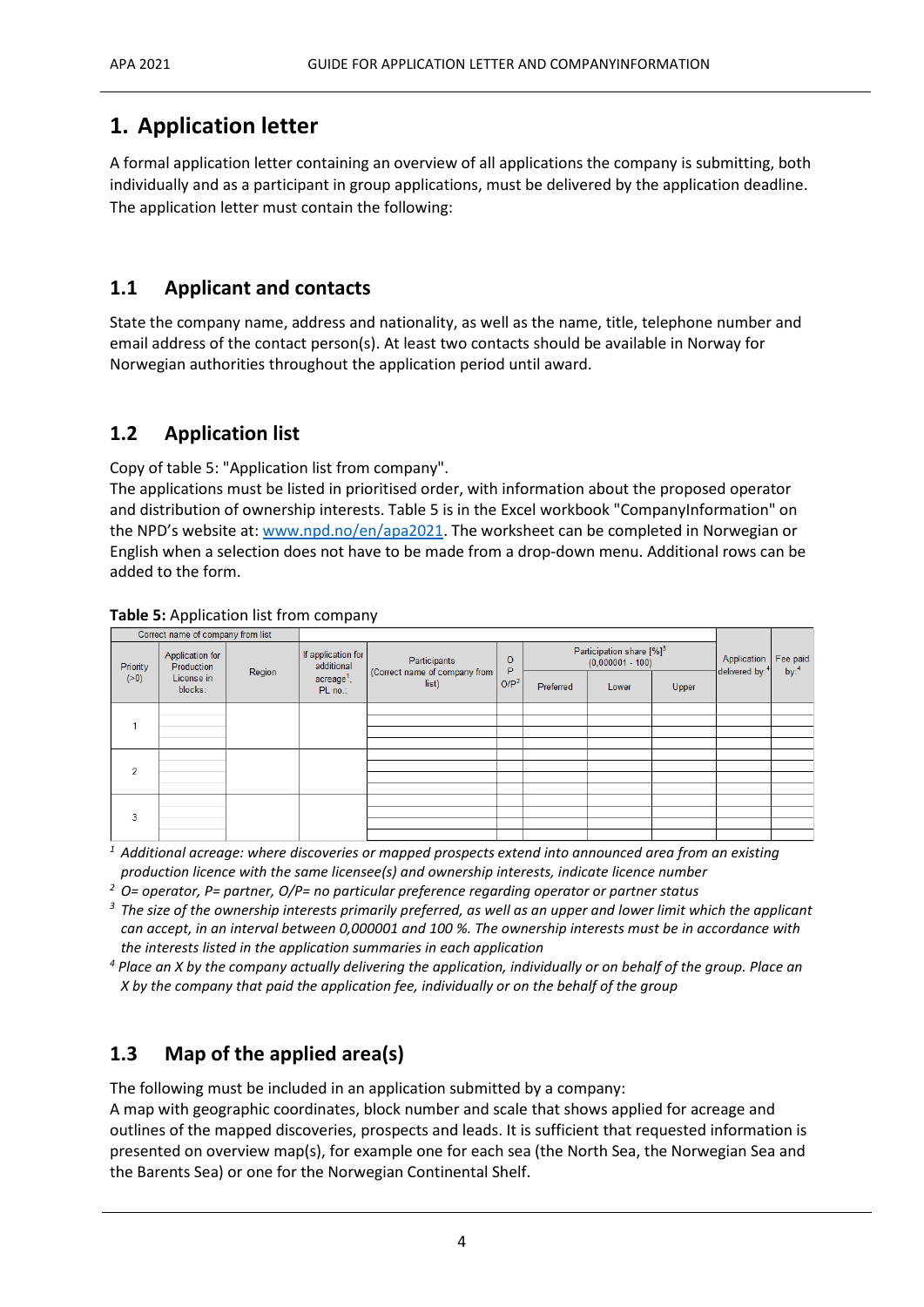# 1. Application letter

A formal application letter containing an overview of all applications the company is submitting, both individually and as a participant in group applications, must be delivered by the application deadline. The application letter must contain the following:

## 1.1 Applicant and contacts

State the company name, address and nationality, as well as the name, title, telephone number and email address of the contact person(s). At least two contacts should be available in Norway for Norwegian authorities throughout the application period until award.

## 1.2 Application list

Copy of table 5: "Application list from company".
The applications must be listed in prioritised order, with information about the proposed operator and distribution of ownership interests. Table 5 is in the Excel workbook "CompanyInformation" on the NPD's website at: www.npd.no/en/apa2021. The worksheet can be completed in Norwegian or English when a selection does not have to be made from a drop-down menu. Additional rows can be added to the form.

**Table 5:** Application list from company

| Correct name of company from list | | | | | | | | | | |
|---|---|---|---|---|---|---|---|---|---|---|
| Priority (>0) | Application for Production License in blocks: | Region | If application for additional acreage[1], PL no.: | Participants (Correct name of company from list) | O P O/P[2] | Participation share [%][3] (0,000001 - 100) | | | Application delivered by:[4] | Fee paid by:[4] |
| | | | | | | Preferred | Lower | Upper | | |
| 1 | | | | | | | | | | |
| 2 | | | | | | | | | | |
| 3 | | | | | | | | | | |

[1] *Additional acreage: where discoveries or mapped prospects extend into announced area from an existing production licence with the same licensee(s) and ownership interests, indicate licence number*

[2] *O= operator, P= partner, O/P= no particular preference regarding operator or partner status*

[3] *The size of the ownership interests primarily preferred, as well as an upper and lower limit which the applicant can accept, in an interval between 0,000001 and 100 %. The ownership interests must be in accordance with the interests listed in the application summaries in each application*

[4] *Place an X by the company actually delivering the application, individually or on behalf of the group. Place an X by the company that paid the application fee, individually or on the behalf of the group*

## 1.3 Map of the applied area(s)

The following must be included in an application submitted by a company:
A map with geographic coordinates, block number and scale that shows applied for acreage and outlines of the mapped discoveries, prospects and leads. It is sufficient that requested information is presented on overview map(s), for example one for each sea (the North Sea, the Norwegian Sea and the Barents Sea) or one for the Norwegian Continental Shelf.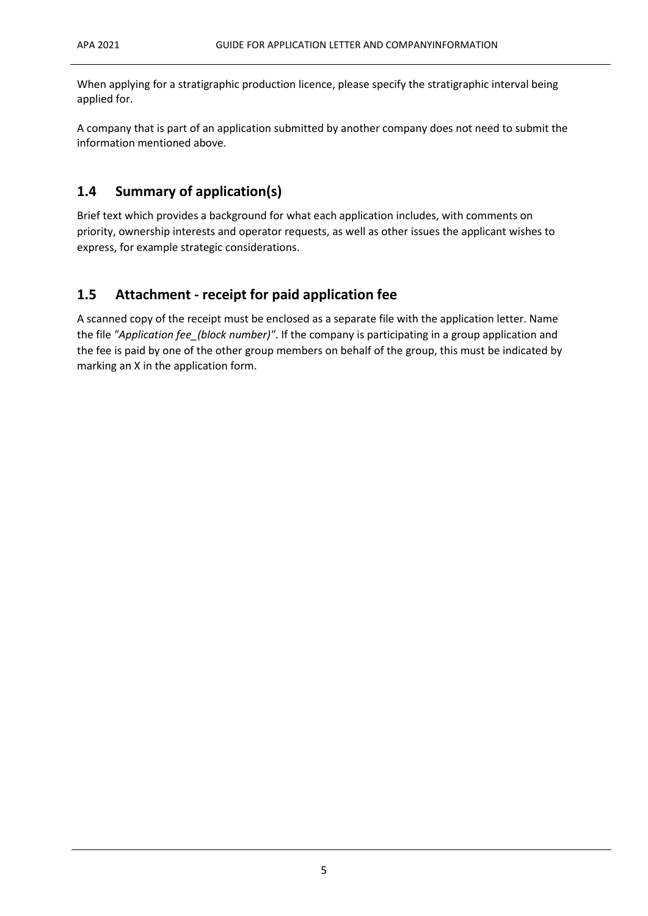When applying for a stratigraphic production licence, please specify the stratigraphic interval being applied for.

A company that is part of an application submitted by another company does not need to submit the information mentioned above.

## 1.4 Summary of application(s)

Brief text which provides a background for what each application includes, with comments on priority, ownership interests and operator requests, as well as other issues the applicant wishes to express, for example strategic considerations.

## 1.5 Attachment - receipt for paid application fee

A scanned copy of the receipt must be enclosed as a separate file with the application letter. Name the file *"Application fee_(block number)"*. If the company is participating in a group application and the fee is paid by one of the other group members on behalf of the group, this must be indicated by marking an X in the application form.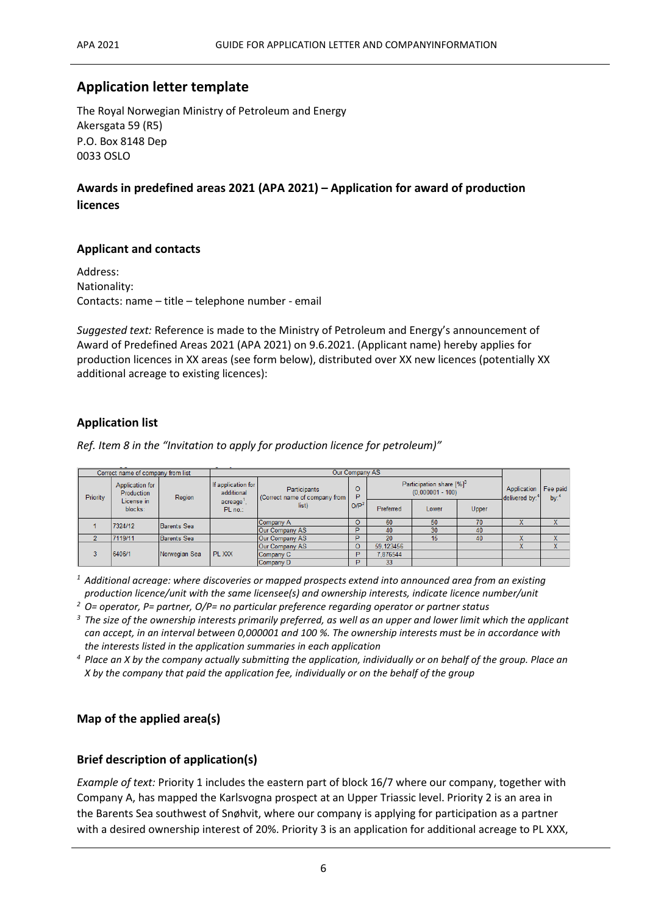## Application letter template

The Royal Norwegian Ministry of Petroleum and Energy
Akersgata 59 (R5)
P.O. Box 8148 Dep
0033 OSLO

### Awards in predefined areas 2021 (APA 2021) – Application for award of production licences

### Applicant and contacts

Address:
Nationality:
Contacts: name – title – telephone number - email

*Suggested text:* Reference is made to the Ministry of Petroleum and Energy's announcement of Award of Predefined Areas 2021 (APA 2021) on 9.6.2021. (Applicant name) hereby applies for production licences in XX areas (see form below), distributed over XX new licences (potentially XX additional acreage to existing licences):

### Application list

*Ref. Item 8 in the "Invitation to apply for production licence for petroleum)"*

| Correct name of company from list | | | Our Company AS | | | | | | | |
|---|---|---|---|---|---|---|---|---|---|---|
| Priority | Application for Production License in blocks | Region | If application for additional acreage[1], PL no.: | Participants (Correct name of company from list) | O P O/P[2] | Participation share [%][3] (0,000001 - 100) | | | Application delivered by:[4] | Fee paid by:[4] |
| | | | | | | Preferred | Lower | Upper | | |
| 1 | 7324/12 | Barents Sea | | Company A | O | 60 | 50 | 70 | X | X |
| | | | | Our Company AS | P | 40 | 30 | 40 | | |
| 2 | 7119/11 | Barents Sea | | Our Company AS | P | 20 | 15 | 40 | X | X |
| 3 | 6406/1 | Norwegian Sea | PL XXX | Our Company AS | O | 59,123456 | | | X | X |
| | | | | Company C | P | 7,876544 | | | | |
| | | | | Company D | P | 33 | | | | |

*[1] Additional acreage: where discoveries or mapped prospects extend into announced area from an existing production licence/unit with the same licensee(s) and ownership interests, indicate licence number/unit*

*[2] O= operator, P= partner, O/P= no particular preference regarding operator or partner status*

*[3] The size of the ownership interests primarily preferred, as well as an upper and lower limit which the applicant can accept, in an interval between 0,000001 and 100 %. The ownership interests must be in accordance with the interests listed in the application summaries in each application*

*[4] Place an X by the company actually submitting the application, individually or on behalf of the group. Place an X by the company that paid the application fee, individually or on the behalf of the group*

### Map of the applied area(s)

### Brief description of application(s)

*Example of text:* Priority 1 includes the eastern part of block 16/7 where our company, together with Company A, has mapped the Karlsvogna prospect at an Upper Triassic level. Priority 2 is an area in the Barents Sea southwest of Snøhvit, where our company is applying for participation as a partner with a desired ownership interest of 20%. Priority 3 is an application for additional acreage to PL XXX,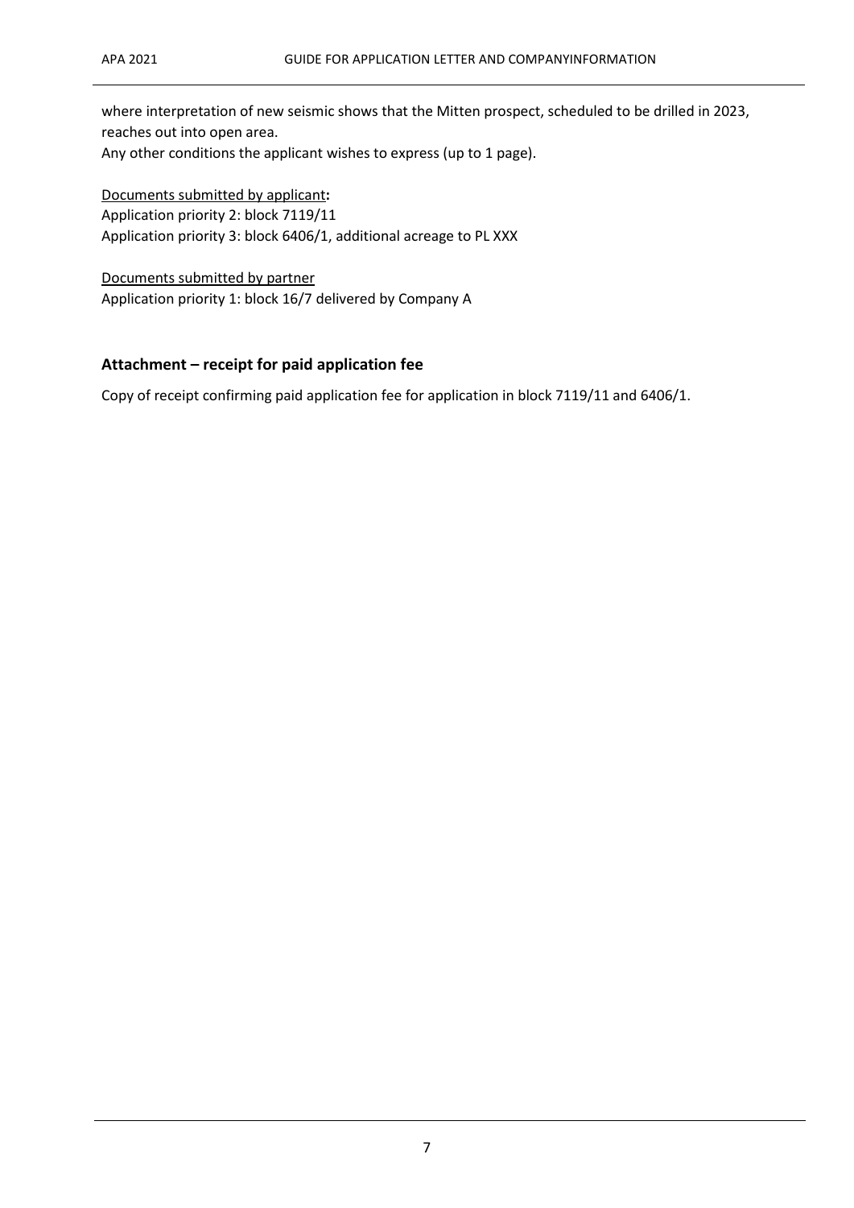where interpretation of new seismic shows that the Mitten prospect, scheduled to be drilled in 2023, reaches out into open area.
Any other conditions the applicant wishes to express (up to 1 page).

<u>Documents submitted by applicant</u>**:**
Application priority 2: block 7119/11
Application priority 3: block 6406/1, additional acreage to PL XXX

<u>Documents submitted by partner</u>
Application priority 1: block 16/7 delivered by Company A

## Attachment – receipt for paid application fee

Copy of receipt confirming paid application fee for application in block 7119/11 and 6406/1.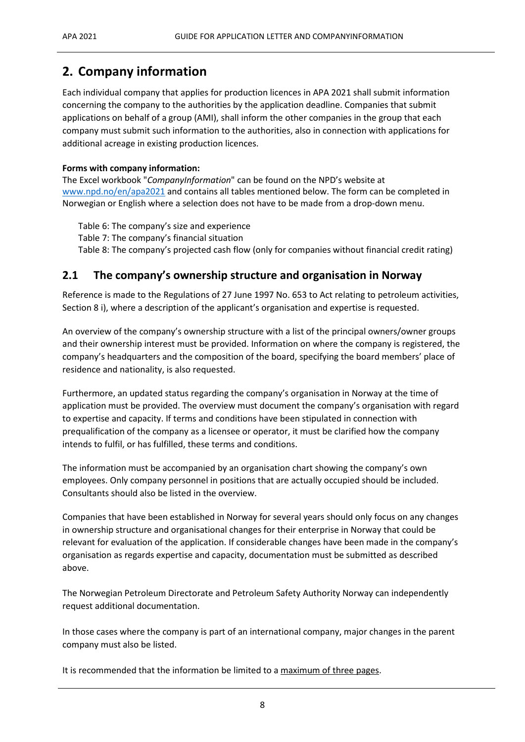## 2. Company information

Each individual company that applies for production licences in APA 2021 shall submit information concerning the company to the authorities by the application deadline. Companies that submit applications on behalf of a group (AMI), shall inform the other companies in the group that each company must submit such information to the authorities, also in connection with applications for additional acreage in existing production licences.

**Forms with company information:**
The Excel workbook "*CompanyInformation*" can be found on the NPD's website at [www.npd.no/en/apa2021](www.npd.no/en/apa2021) and contains all tables mentioned below. The form can be completed in Norwegian or English where a selection does not have to be made from a drop-down menu.

Table 6: The company's size and experience
Table 7: The company's financial situation
Table 8: The company's projected cash flow (only for companies without financial credit rating)

### 2.1 The company's ownership structure and organisation in Norway

Reference is made to the Regulations of 27 June 1997 No. 653 to Act relating to petroleum activities, Section 8 i), where a description of the applicant's organisation and expertise is requested.

An overview of the company's ownership structure with a list of the principal owners/owner groups and their ownership interest must be provided. Information on where the company is registered, the company's headquarters and the composition of the board, specifying the board members' place of residence and nationality, is also requested.

Furthermore, an updated status regarding the company's organisation in Norway at the time of application must be provided. The overview must document the company's organisation with regard to expertise and capacity. If terms and conditions have been stipulated in connection with prequalification of the company as a licensee or operator, it must be clarified how the company intends to fulfil, or has fulfilled, these terms and conditions.

The information must be accompanied by an organisation chart showing the company's own employees. Only company personnel in positions that are actually occupied should be included. Consultants should also be listed in the overview.

Companies that have been established in Norway for several years should only focus on any changes in ownership structure and organisational changes for their enterprise in Norway that could be relevant for evaluation of the application. If considerable changes have been made in the company's organisation as regards expertise and capacity, documentation must be submitted as described above.

The Norwegian Petroleum Directorate and Petroleum Safety Authority Norway can independently request additional documentation.

In those cases where the company is part of an international company, major changes in the parent company must also be listed.

It is recommended that the information be limited to a <u>maximum of three pages</u>.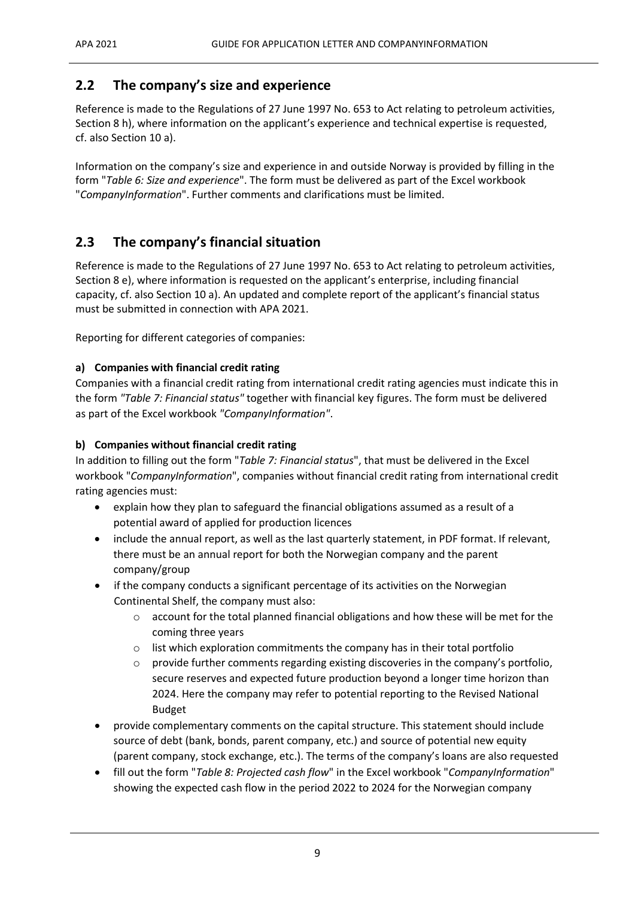## 2.2 The company's size and experience

Reference is made to the Regulations of 27 June 1997 No. 653 to Act relating to petroleum activities, Section 8 h), where information on the applicant's experience and technical expertise is requested, cf. also Section 10 a).

Information on the company's size and experience in and outside Norway is provided by filling in the form "*Table 6: Size and experience*". The form must be delivered as part of the Excel workbook "*CompanyInformation*". Further comments and clarifications must be limited.

## 2.3 The company's financial situation

Reference is made to the Regulations of 27 June 1997 No. 653 to Act relating to petroleum activities, Section 8 e), where information is requested on the applicant's enterprise, including financial capacity, cf. also Section 10 a). An updated and complete report of the applicant's financial status must be submitted in connection with APA 2021.

Reporting for different categories of companies:

**a) Companies with financial credit rating**

Companies with a financial credit rating from international credit rating agencies must indicate this in the form *"Table 7: Financial status"* together with financial key figures. The form must be delivered as part of the Excel workbook *"CompanyInformation"*.

**b) Companies without financial credit rating**

In addition to filling out the form "*Table 7: Financial status*", that must be delivered in the Excel workbook "*CompanyInformation*", companies without financial credit rating from international credit rating agencies must:

- explain how they plan to safeguard the financial obligations assumed as a result of a potential award of applied for production licences
- include the annual report, as well as the last quarterly statement, in PDF format. If relevant, there must be an annual report for both the Norwegian company and the parent company/group
- if the company conducts a significant percentage of its activities on the Norwegian Continental Shelf, the company must also:
  - account for the total planned financial obligations and how these will be met for the coming three years
  - list which exploration commitments the company has in their total portfolio
  - provide further comments regarding existing discoveries in the company's portfolio, secure reserves and expected future production beyond a longer time horizon than 2024. Here the company may refer to potential reporting to the Revised National Budget
- provide complementary comments on the capital structure. This statement should include source of debt (bank, bonds, parent company, etc.) and source of potential new equity (parent company, stock exchange, etc.). The terms of the company's loans are also requested
- fill out the form "*Table 8: Projected cash flow*" in the Excel workbook "*CompanyInformation*" showing the expected cash flow in the period 2022 to 2024 for the Norwegian company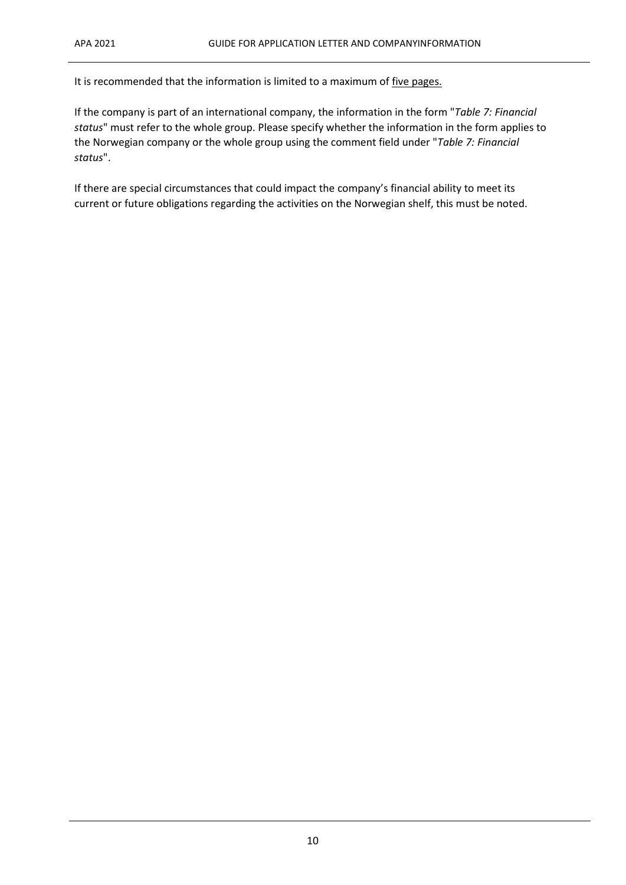It is recommended that the information is limited to a maximum of <u>five pages.</u>

If the company is part of an international company, the information in the form "*Table 7: Financial status*" must refer to the whole group. Please specify whether the information in the form applies to the Norwegian company or the whole group using the comment field under "*Table 7: Financial status*".

If there are special circumstances that could impact the company's financial ability to meet its current or future obligations regarding the activities on the Norwegian shelf, this must be noted.